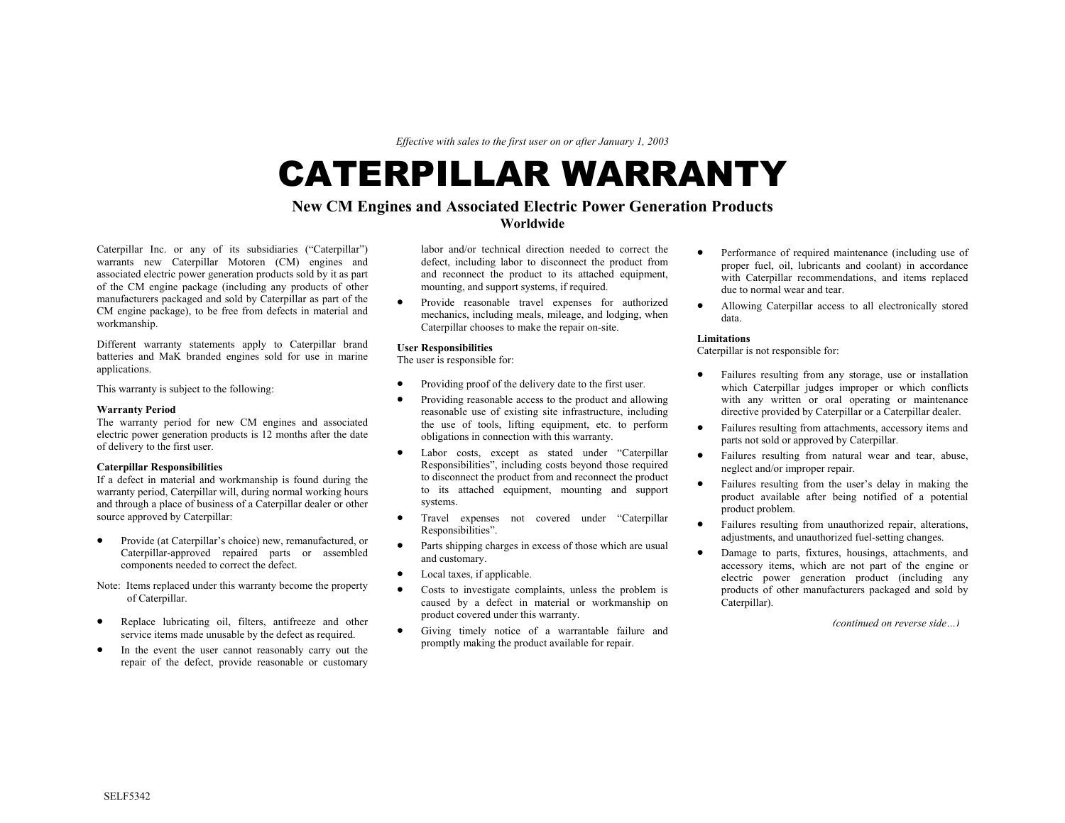*Effective with sales to the first user on or after January 1, 2003*

# CATERPILLAR WARRANTY

## New CM Engines and Associated Electric Power Generation Products

### Worldwide

Caterpillar Inc. or any of its subsidiaries ("Caterpillar") warrants new Caterpillar Motoren (CM) engines and associated electric power generation products sold by it as part of the CM engine package (including any products of other manufacturers packaged and sold by Caterpillar as part of the CM engine package), to be free from defects in material and workmanship.

Different warranty statements apply to Caterpillar brand batteries and MaK branded engines sold for use in marine applications.

This warranty is subject to the following:

**Warranty Period**

The warranty period for new CM engines and associated electric power generation products is 12 months after the date of delivery to the first user.

**Caterpillar Responsibilities**

If a defect in material and workmanship is found during the warranty period, Caterpillar will, during normal working hours and through a place of business of a Caterpillar dealer or other source approved by Caterpillar:

- Provide (at Caterpillar's choice) new, remanufactured, or Caterpillar-approved repaired parts or assembled components needed to correct the defect.

Note: Items replaced under this warranty become the property of Caterpillar.

- Replace lubricating oil, filters, antifreeze and other service items made unusable by the defect as required.
- In the event the user cannot reasonably carry out the repair of the defect, provide reasonable or customary labor and/or technical direction needed to correct the defect, including labor to disconnect the product from and reconnect the product to its attached equipment, mounting, and support systems, if required.
- Provide reasonable travel expenses for authorized mechanics, including meals, mileage, and lodging, when Caterpillar chooses to make the repair on-site.

**User Responsibilities**

The user is responsible for:

- Providing proof of the delivery date to the first user.
- Providing reasonable access to the product and allowing reasonable use of existing site infrastructure, including the use of tools, lifting equipment, etc. to perform obligations in connection with this warranty.
- Labor costs, except as stated under "Caterpillar Responsibilities", including costs beyond those required to disconnect the product from and reconnect the product to its attached equipment, mounting and support systems.
- Travel expenses not covered under "Caterpillar Responsibilities".
- Parts shipping charges in excess of those which are usual and customary.
- Local taxes, if applicable.
- Costs to investigate complaints, unless the problem is caused by a defect in material or workmanship on product covered under this warranty.
- Giving timely notice of a warrantable failure and promptly making the product available for repair.
- Performance of required maintenance (including use of proper fuel, oil, lubricants and coolant) in accordance with Caterpillar recommendations, and items replaced due to normal wear and tear.
- Allowing Caterpillar access to all electronically stored data.

**Limitations**

Caterpillar is not responsible for:

- Failures resulting from any storage, use or installation which Caterpillar judges improper or which conflicts with any written or oral operating or maintenance directive provided by Caterpillar or a Caterpillar dealer.
- Failures resulting from attachments, accessory items and parts not sold or approved by Caterpillar.
- Failures resulting from natural wear and tear, abuse, neglect and/or improper repair.
- Failures resulting from the user's delay in making the product available after being notified of a potential product problem.
- Failures resulting from unauthorized repair, alterations, adjustments, and unauthorized fuel-setting changes.
- Damage to parts, fixtures, housings, attachments, and accessory items, which are not part of the engine or electric power generation product (including any products of other manufacturers packaged and sold by Caterpillar).

*(continued on reverse side…)*

SELF5342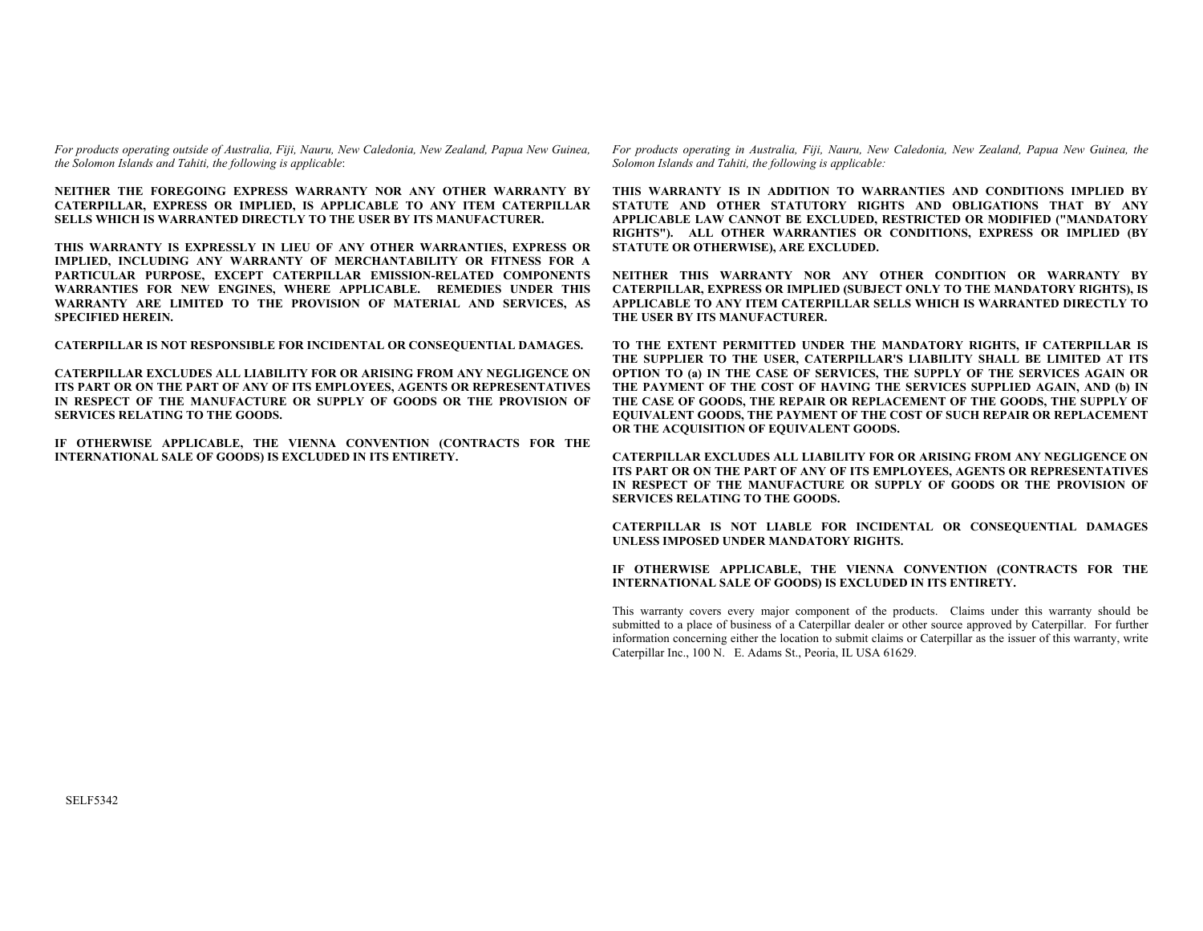*For products operating outside of Australia, Fiji, Nauru, New Caledonia, New Zealand, Papua New Guinea, the Solomon Islands and Tahiti, the following is applicable*:

**NEITHER THE FOREGOING EXPRESS WARRANTY NOR ANY OTHER WARRANTY BY CATERPILLAR, EXPRESS OR IMPLIED, IS APPLICABLE TO ANY ITEM CATERPILLAR SELLS WHICH IS WARRANTED DIRECTLY TO THE USER BY ITS MANUFACTURER.**

**THIS WARRANTY IS EXPRESSLY IN LIEU OF ANY OTHER WARRANTIES, EXPRESS OR IMPLIED, INCLUDING ANY WARRANTY OF MERCHANTABILITY OR FITNESS FOR A PARTICULAR PURPOSE, EXCEPT CATERPILLAR EMISSION-RELATED COMPONENTS WARRANTIES FOR NEW ENGINES, WHERE APPLICABLE. REMEDIES UNDER THIS WARRANTY ARE LIMITED TO THE PROVISION OF MATERIAL AND SERVICES, AS SPECIFIED HEREIN.**

**CATERPILLAR IS NOT RESPONSIBLE FOR INCIDENTAL OR CONSEQUENTIAL DAMAGES.**

**CATERPILLAR EXCLUDES ALL LIABILITY FOR OR ARISING FROM ANY NEGLIGENCE ON ITS PART OR ON THE PART OF ANY OF ITS EMPLOYEES, AGENTS OR REPRESENTATIVES IN RESPECT OF THE MANUFACTURE OR SUPPLY OF GOODS OR THE PROVISION OF SERVICES RELATING TO THE GOODS.**

**IF OTHERWISE APPLICABLE, THE VIENNA CONVENTION (CONTRACTS FOR THE INTERNATIONAL SALE OF GOODS) IS EXCLUDED IN ITS ENTIRETY.**

*For products operating in Australia, Fiji, Nauru, New Caledonia, New Zealand, Papua New Guinea, the Solomon Islands and Tahiti, the following is applicable:*

**THIS WARRANTY IS IN ADDITION TO WARRANTIES AND CONDITIONS IMPLIED BY STATUTE AND OTHER STATUTORY RIGHTS AND OBLIGATIONS THAT BY ANY APPLICABLE LAW CANNOT BE EXCLUDED, RESTRICTED OR MODIFIED ("MANDATORY RIGHTS"). ALL OTHER WARRANTIES OR CONDITIONS, EXPRESS OR IMPLIED (BY STATUTE OR OTHERWISE), ARE EXCLUDED.**

**NEITHER THIS WARRANTY NOR ANY OTHER CONDITION OR WARRANTY BY CATERPILLAR, EXPRESS OR IMPLIED (SUBJECT ONLY TO THE MANDATORY RIGHTS), IS APPLICABLE TO ANY ITEM CATERPILLAR SELLS WHICH IS WARRANTED DIRECTLY TO THE USER BY ITS MANUFACTURER.**

**TO THE EXTENT PERMITTED UNDER THE MANDATORY RIGHTS, IF CATERPILLAR IS THE SUPPLIER TO THE USER, CATERPILLAR'S LIABILITY SHALL BE LIMITED AT ITS OPTION TO (a) IN THE CASE OF SERVICES, THE SUPPLY OF THE SERVICES AGAIN OR THE PAYMENT OF THE COST OF HAVING THE SERVICES SUPPLIED AGAIN, AND (b) IN THE CASE OF GOODS, THE REPAIR OR REPLACEMENT OF THE GOODS, THE SUPPLY OF EQUIVALENT GOODS, THE PAYMENT OF THE COST OF SUCH REPAIR OR REPLACEMENT OR THE ACQUISITION OF EQUIVALENT GOODS.**

**CATERPILLAR EXCLUDES ALL LIABILITY FOR OR ARISING FROM ANY NEGLIGENCE ON ITS PART OR ON THE PART OF ANY OF ITS EMPLOYEES, AGENTS OR REPRESENTATIVES IN RESPECT OF THE MANUFACTURE OR SUPPLY OF GOODS OR THE PROVISION OF SERVICES RELATING TO THE GOODS.**

**CATERPILLAR IS NOT LIABLE FOR INCIDENTAL OR CONSEQUENTIAL DAMAGES UNLESS IMPOSED UNDER MANDATORY RIGHTS.**

**IF OTHERWISE APPLICABLE, THE VIENNA CONVENTION (CONTRACTS FOR THE INTERNATIONAL SALE OF GOODS) IS EXCLUDED IN ITS ENTIRETY.**

This warranty covers every major component of the products. Claims under this warranty should be submitted to a place of business of a Caterpillar dealer or other source approved by Caterpillar. For further information concerning either the location to submit claims or Caterpillar as the issuer of this warranty, write Caterpillar Inc., 100 N. E. Adams St., Peoria, IL USA 61629.

SELF5342